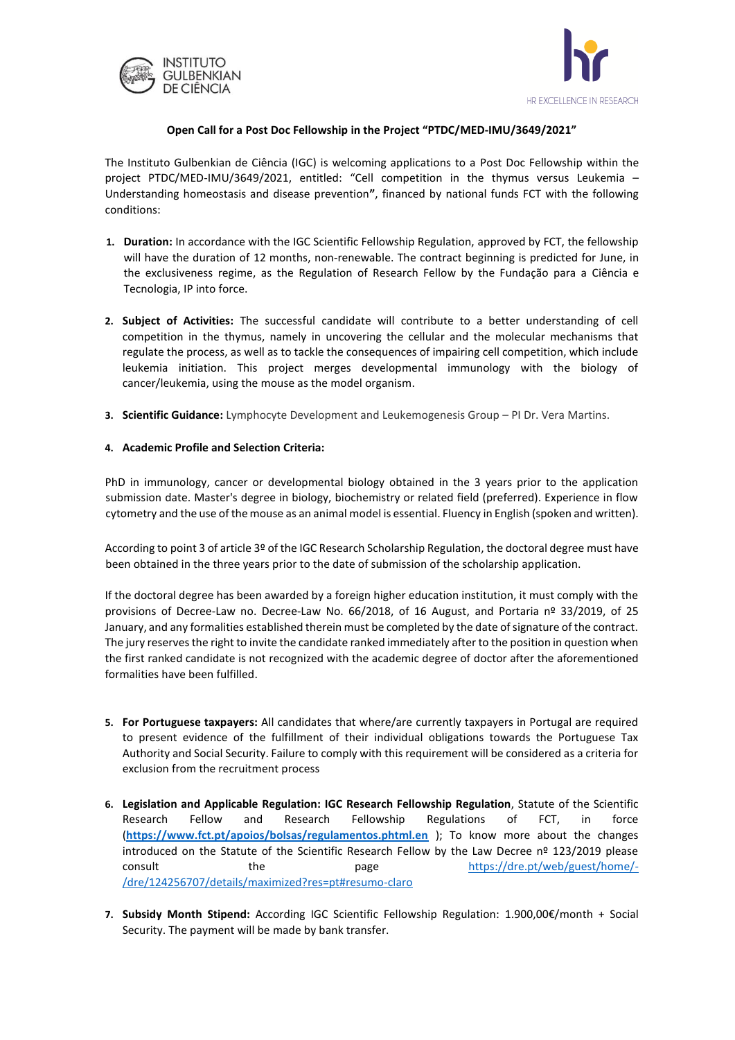INSTITUTO GULBENKIAN DE CIÊNCIA

HR EXCELLENCE IN RESEARCH

**Open Call for a Post Doc Fellowship in the Project "PTDC/MED-IMU/3649/2021"**

The Instituto Gulbenkian de Ciência (IGC) is welcoming applications to a Post Doc Fellowship within the project PTDC/MED-IMU/3649/2021, entitled: "Cell competition in the thymus versus Leukemia – Understanding homeostasis and disease prevention**"**, financed by national funds FCT with the following conditions:

1. **Duration:** In accordance with the IGC Scientific Fellowship Regulation, approved by FCT, the fellowship will have the duration of 12 months, non-renewable. The contract beginning is predicted for June, in the exclusiveness regime, as the Regulation of Research Fellow by the Fundação para a Ciência e Tecnologia, IP into force.

2. **Subject of Activities:** The successful candidate will contribute to a better understanding of cell competition in the thymus, namely in uncovering the cellular and the molecular mechanisms that regulate the process, as well as to tackle the consequences of impairing cell competition, which include leukemia initiation. This project merges developmental immunology with the biology of cancer/leukemia, using the mouse as the model organism.

3. **Scientific Guidance:** Lymphocyte Development and Leukemogenesis Group – PI Dr. Vera Martins.

4. **Academic Profile and Selection Criteria:**

PhD in immunology, cancer or developmental biology obtained in the 3 years prior to the application submission date. Master's degree in biology, biochemistry or related field (preferred). Experience in flow cytometry and the use of the mouse as an animal model is essential. Fluency in English (spoken and written).

According to point 3 of article 3º of the IGC Research Scholarship Regulation, the doctoral degree must have been obtained in the three years prior to the date of submission of the scholarship application.

If the doctoral degree has been awarded by a foreign higher education institution, it must comply with the provisions of Decree-Law no. Decree-Law No. 66/2018, of 16 August, and Portaria nº 33/2019, of 25 January, and any formalities established therein must be completed by the date of signature of the contract. The jury reserves the right to invite the candidate ranked immediately after to the position in question when the first ranked candidate is not recognized with the academic degree of doctor after the aforementioned formalities have been fulfilled.

5. **For Portuguese taxpayers:** All candidates that where/are currently taxpayers in Portugal are required to present evidence of the fulfillment of their individual obligations towards the Portuguese Tax Authority and Social Security. Failure to comply with this requirement will be considered as a criteria for exclusion from the recruitment process

6. **Legislation and Applicable Regulation: IGC Research Fellowship Regulation**, Statute of the Scientific Research Fellow and Research Fellowship Regulations of FCT, in force (**https://www.fct.pt/apoios/bolsas/regulamentos.phtml.en** ); To know more about the changes introduced on the Statute of the Scientific Research Fellow by the Law Decree nº 123/2019 please consult the page https://dre.pt/web/guest/home/-/dre/124256707/details/maximized?res=pt#resumo-claro

7. **Subsidy Month Stipend:** According IGC Scientific Fellowship Regulation: 1.900,00€/month + Social Security. The payment will be made by bank transfer.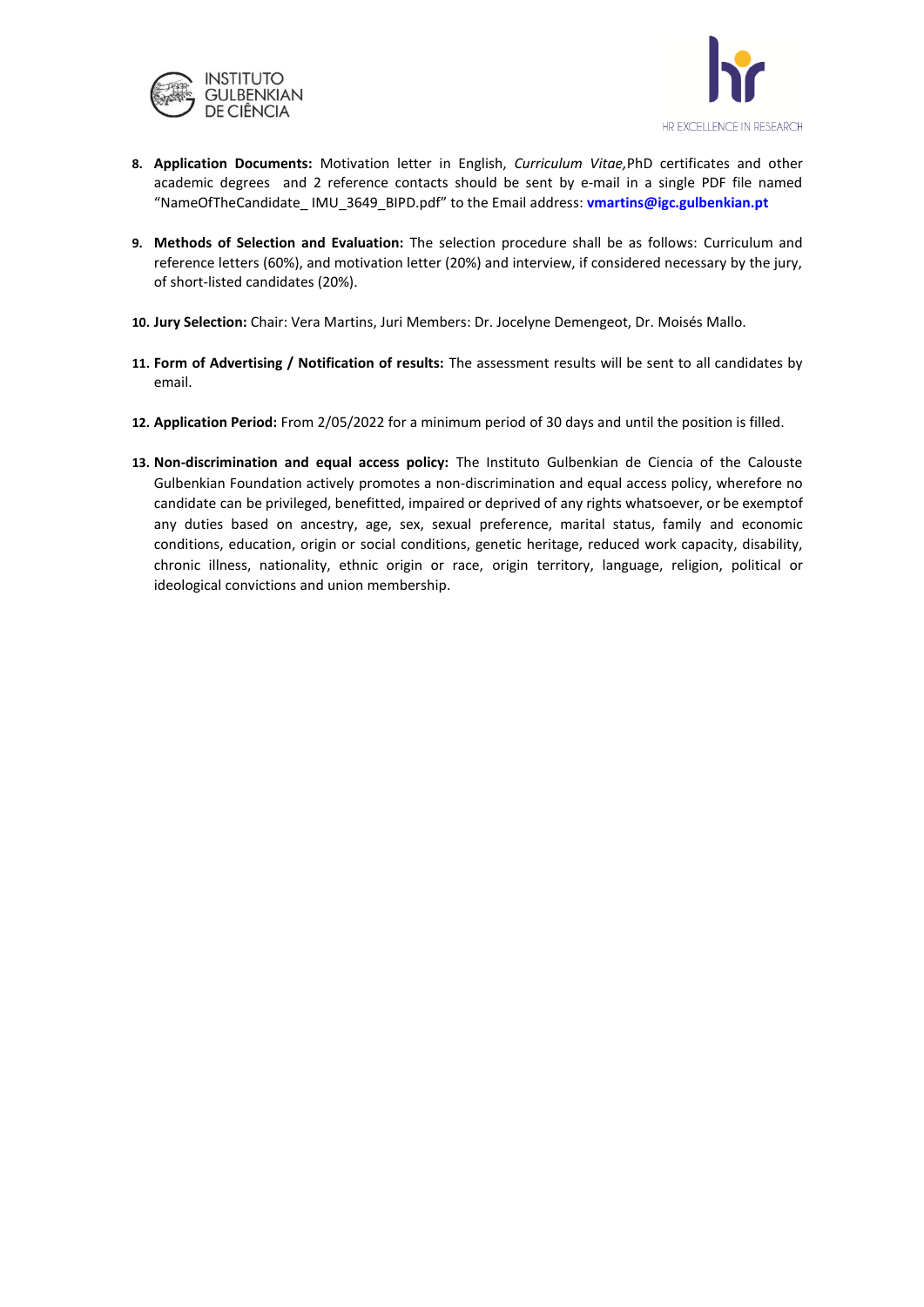8. **Application Documents:** Motivation letter in English, *Curriculum Vitae,*PhD certificates and other academic degrees and 2 reference contacts should be sent by e-mail in a single PDF file named “NameOfTheCandidate_ IMU_3649_BIPD.pdf” to the Email address: **vmartins@igc.gulbenkian.pt**

9. **Methods of Selection and Evaluation:** The selection procedure shall be as follows: Curriculum and reference letters (60%), and motivation letter (20%) and interview, if considered necessary by the jury, of short-listed candidates (20%).

10. **Jury Selection:** Chair: Vera Martins, Juri Members: Dr. Jocelyne Demengeot, Dr. Moisés Mallo.

11. **Form of Advertising / Notification of results:** The assessment results will be sent to all candidates by email.

12. **Application Period:** From 2/05/2022 for a minimum period of 30 days and until the position is filled.

13. **Non-discrimination and equal access policy:** The Instituto Gulbenkian de Ciencia of the Calouste Gulbenkian Foundation actively promotes a non-discrimination and equal access policy, wherefore no candidate can be privileged, benefitted, impaired or deprived of any rights whatsoever, or be exemptof any duties based on ancestry, age, sex, sexual preference, marital status, family and economic conditions, education, origin or social conditions, genetic heritage, reduced work capacity, disability, chronic illness, nationality, ethnic origin or race, origin territory, language, religion, political or ideological convictions and union membership.